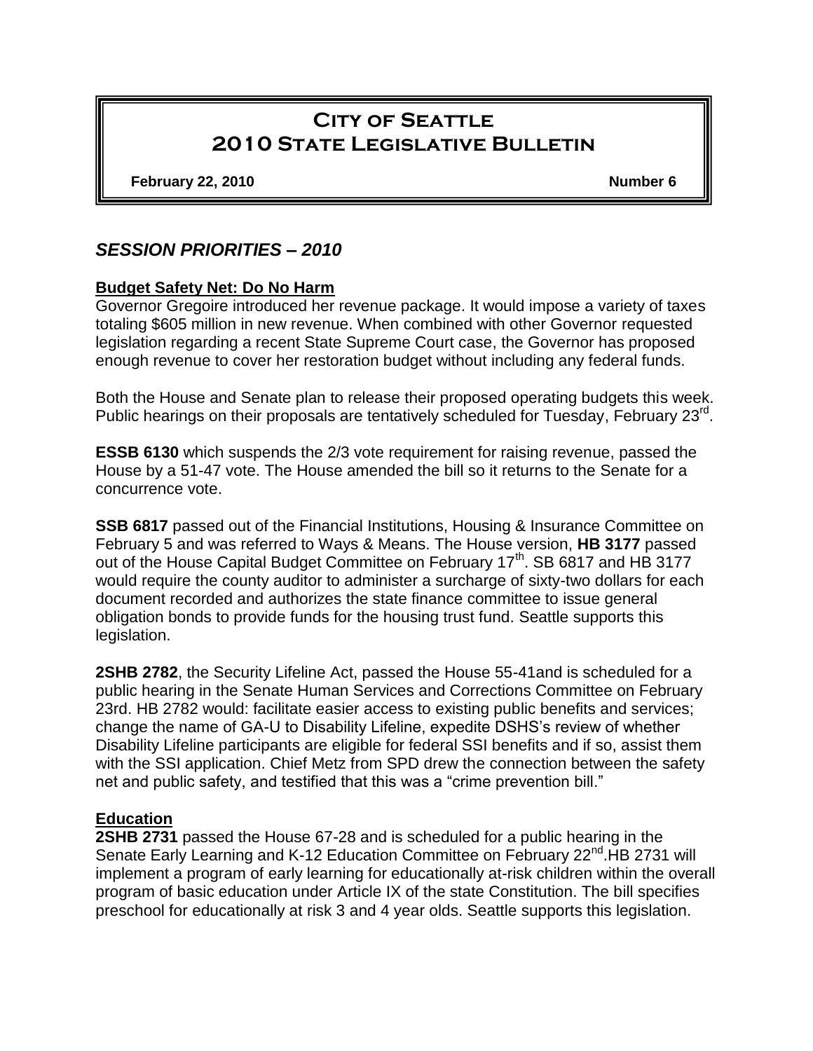# City of Seattle 2010 State Legislative Bulletin

**February 22, 2010** **Number 6**

## *SESSION PRIORITIES – 2010*

### Budget Safety Net: Do No Harm

Governor Gregoire introduced her revenue package. It would impose a variety of taxes totaling $605 million in new revenue. When combined with other Governor requested legislation regarding a recent State Supreme Court case, the Governor has proposed enough revenue to cover her restoration budget without including any federal funds.

Both the House and Senate plan to release their proposed operating budgets this week. Public hearings on their proposals are tentatively scheduled for Tuesday, February 23rd.

**ESSB 6130** which suspends the 2/3 vote requirement for raising revenue, passed the House by a 51-47 vote. The House amended the bill so it returns to the Senate for a concurrence vote.

**SSB 6817** passed out of the Financial Institutions, Housing & Insurance Committee on February 5 and was referred to Ways & Means. The House version, **HB 3177** passed out of the House Capital Budget Committee on February 17th. SB 6817 and HB 3177 would require the county auditor to administer a surcharge of sixty-two dollars for each document recorded and authorizes the state finance committee to issue general obligation bonds to provide funds for the housing trust fund. Seattle supports this legislation.

**2SHB 2782**, the Security Lifeline Act, passed the House 55-41and is scheduled for a public hearing in the Senate Human Services and Corrections Committee on February 23rd. HB 2782 would: facilitate easier access to existing public benefits and services; change the name of GA-U to Disability Lifeline, expedite DSHS's review of whether Disability Lifeline participants are eligible for federal SSI benefits and if so, assist them with the SSI application. Chief Metz from SPD drew the connection between the safety net and public safety, and testified that this was a "crime prevention bill."

### Education

**2SHB 2731** passed the House 67-28 and is scheduled for a public hearing in the Senate Early Learning and K-12 Education Committee on February 22nd.HB 2731 will implement a program of early learning for educationally at-risk children within the overall program of basic education under Article IX of the state Constitution. The bill specifies preschool for educationally at risk 3 and 4 year olds. Seattle supports this legislation.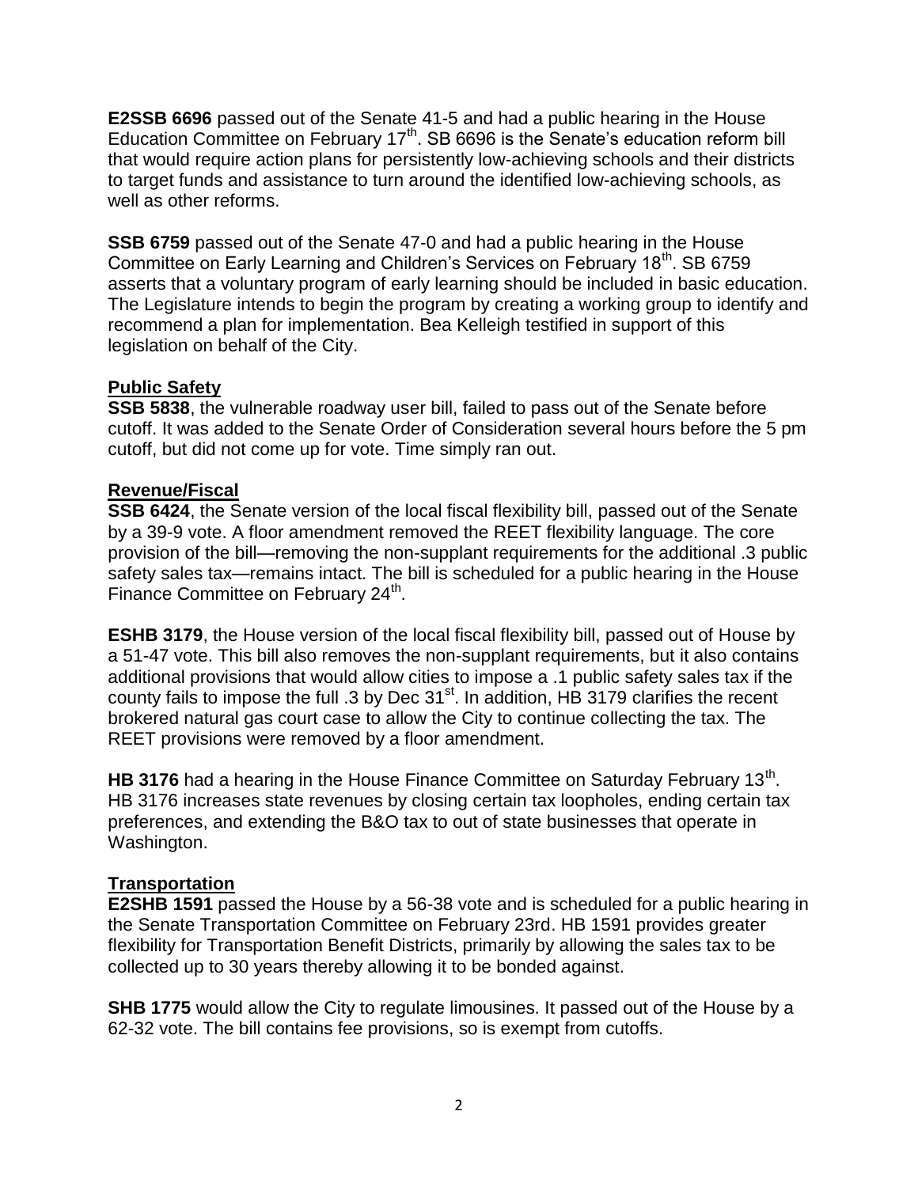**E2SSB 6696** passed out of the Senate 41-5 and had a public hearing in the House Education Committee on February 17th. SB 6696 is the Senate's education reform bill that would require action plans for persistently low-achieving schools and their districts to target funds and assistance to turn around the identified low-achieving schools, as well as other reforms.

**SSB 6759** passed out of the Senate 47-0 and had a public hearing in the House Committee on Early Learning and Children's Services on February 18th. SB 6759 asserts that a voluntary program of early learning should be included in basic education. The Legislature intends to begin the program by creating a working group to identify and recommend a plan for implementation. Bea Kelleigh testified in support of this legislation on behalf of the City.

**Public Safety**

**SSB 5838**, the vulnerable roadway user bill, failed to pass out of the Senate before cutoff. It was added to the Senate Order of Consideration several hours before the 5 pm cutoff, but did not come up for vote. Time simply ran out.

**Revenue/Fiscal**

**SSB 6424**, the Senate version of the local fiscal flexibility bill, passed out of the Senate by a 39-9 vote. A floor amendment removed the REET flexibility language. The core provision of the bill—removing the non-supplant requirements for the additional .3 public safety sales tax—remains intact. The bill is scheduled for a public hearing in the House Finance Committee on February 24th.

**ESHB 3179**, the House version of the local fiscal flexibility bill, passed out of House by a 51-47 vote. This bill also removes the non-supplant requirements, but it also contains additional provisions that would allow cities to impose a .1 public safety sales tax if the county fails to impose the full .3 by Dec 31st. In addition, HB 3179 clarifies the recent brokered natural gas court case to allow the City to continue collecting the tax. The REET provisions were removed by a floor amendment.

**HB 3176** had a hearing in the House Finance Committee on Saturday February 13th. HB 3176 increases state revenues by closing certain tax loopholes, ending certain tax preferences, and extending the B&O tax to out of state businesses that operate in Washington.

**Transportation**

**E2SHB 1591** passed the House by a 56-38 vote and is scheduled for a public hearing in the Senate Transportation Committee on February 23rd. HB 1591 provides greater flexibility for Transportation Benefit Districts, primarily by allowing the sales tax to be collected up to 30 years thereby allowing it to be bonded against.

**SHB 1775** would allow the City to regulate limousines. It passed out of the House by a 62-32 vote. The bill contains fee provisions, so is exempt from cutoffs.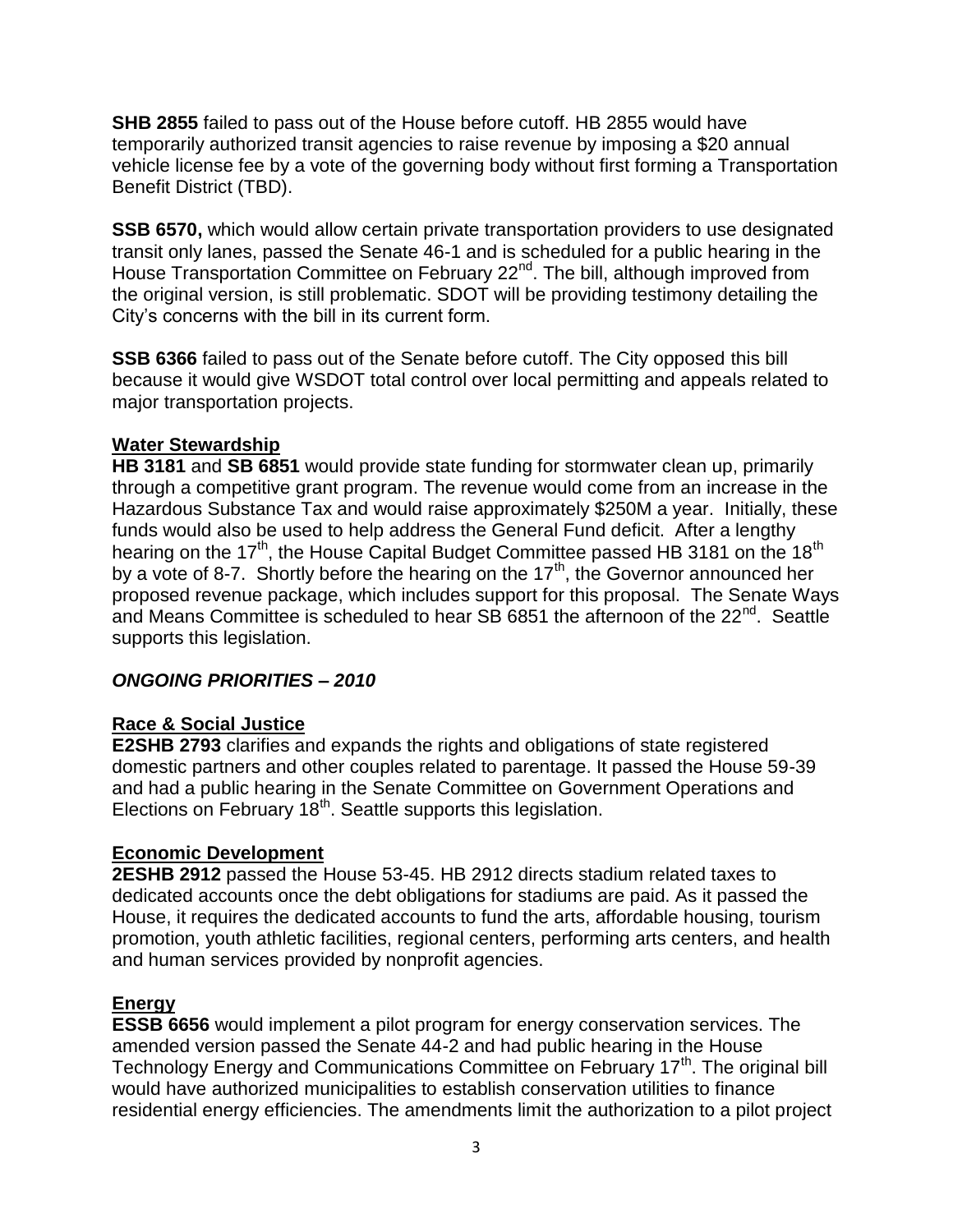**SHB 2855** failed to pass out of the House before cutoff. HB 2855 would have temporarily authorized transit agencies to raise revenue by imposing a $20 annual vehicle license fee by a vote of the governing body without first forming a Transportation Benefit District (TBD).

**SSB 6570,** which would allow certain private transportation providers to use designated transit only lanes, passed the Senate 46-1 and is scheduled for a public hearing in the House Transportation Committee on February 22nd. The bill, although improved from the original version, is still problematic. SDOT will be providing testimony detailing the City's concerns with the bill in its current form.

**SSB 6366** failed to pass out of the Senate before cutoff. The City opposed this bill because it would give WSDOT total control over local permitting and appeals related to major transportation projects.

**Water Stewardship**

**HB 3181** and **SB 6851** would provide state funding for stormwater clean up, primarily through a competitive grant program. The revenue would come from an increase in the Hazardous Substance Tax and would raise approximately $250M a year. Initially, these funds would also be used to help address the General Fund deficit. After a lengthy hearing on the 17th, the House Capital Budget Committee passed HB 3181 on the 18th by a vote of 8-7. Shortly before the hearing on the 17th, the Governor announced her proposed revenue package, which includes support for this proposal. The Senate Ways and Means Committee is scheduled to hear SB 6851 the afternoon of the 22nd. Seattle supports this legislation.

## *ONGOING PRIORITIES – 2010*

**Race & Social Justice**

**E2SHB 2793** clarifies and expands the rights and obligations of state registered domestic partners and other couples related to parentage. It passed the House 59-39 and had a public hearing in the Senate Committee on Government Operations and Elections on February 18th. Seattle supports this legislation.

**Economic Development**

**2ESHB 2912** passed the House 53-45. HB 2912 directs stadium related taxes to dedicated accounts once the debt obligations for stadiums are paid. As it passed the House, it requires the dedicated accounts to fund the arts, affordable housing, tourism promotion, youth athletic facilities, regional centers, performing arts centers, and health and human services provided by nonprofit agencies.

**Energy**

**ESSB 6656** would implement a pilot program for energy conservation services. The amended version passed the Senate 44-2 and had public hearing in the House Technology Energy and Communications Committee on February 17th. The original bill would have authorized municipalities to establish conservation utilities to finance residential energy efficiencies. The amendments limit the authorization to a pilot project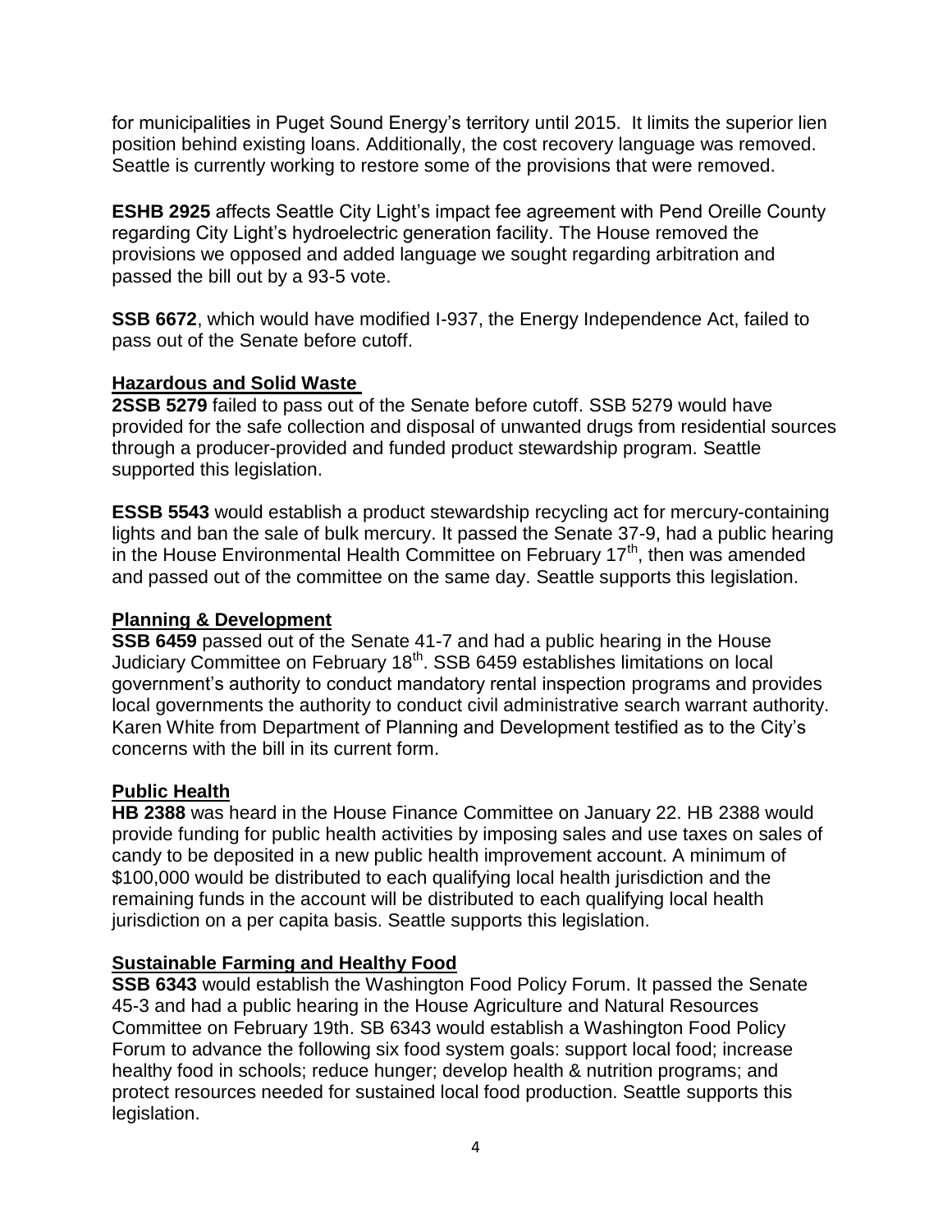for municipalities in Puget Sound Energy's territory until 2015. It limits the superior lien position behind existing loans. Additionally, the cost recovery language was removed. Seattle is currently working to restore some of the provisions that were removed.

**ESHB 2925** affects Seattle City Light's impact fee agreement with Pend Oreille County regarding City Light's hydroelectric generation facility. The House removed the provisions we opposed and added language we sought regarding arbitration and passed the bill out by a 93-5 vote.

**SSB 6672**, which would have modified I-937, the Energy Independence Act, failed to pass out of the Senate before cutoff.

## Hazardous and Solid Waste

**2SSB 5279** failed to pass out of the Senate before cutoff. SSB 5279 would have provided for the safe collection and disposal of unwanted drugs from residential sources through a producer-provided and funded product stewardship program. Seattle supported this legislation.

**ESSB 5543** would establish a product stewardship recycling act for mercury-containing lights and ban the sale of bulk mercury. It passed the Senate 37-9, had a public hearing in the House Environmental Health Committee on February 17th, then was amended and passed out of the committee on the same day. Seattle supports this legislation.

## Planning & Development

**SSB 6459** passed out of the Senate 41-7 and had a public hearing in the House Judiciary Committee on February 18th. SSB 6459 establishes limitations on local government's authority to conduct mandatory rental inspection programs and provides local governments the authority to conduct civil administrative search warrant authority. Karen White from Department of Planning and Development testified as to the City's concerns with the bill in its current form.

## Public Health

**HB 2388** was heard in the House Finance Committee on January 22. HB 2388 would provide funding for public health activities by imposing sales and use taxes on sales of candy to be deposited in a new public health improvement account. A minimum of $100,000 would be distributed to each qualifying local health jurisdiction and the remaining funds in the account will be distributed to each qualifying local health jurisdiction on a per capita basis. Seattle supports this legislation.

## Sustainable Farming and Healthy Food

**SSB 6343** would establish the Washington Food Policy Forum. It passed the Senate 45-3 and had a public hearing in the House Agriculture and Natural Resources Committee on February 19th. SB 6343 would establish a Washington Food Policy Forum to advance the following six food system goals: support local food; increase healthy food in schools; reduce hunger; develop health & nutrition programs; and protect resources needed for sustained local food production. Seattle supports this legislation.